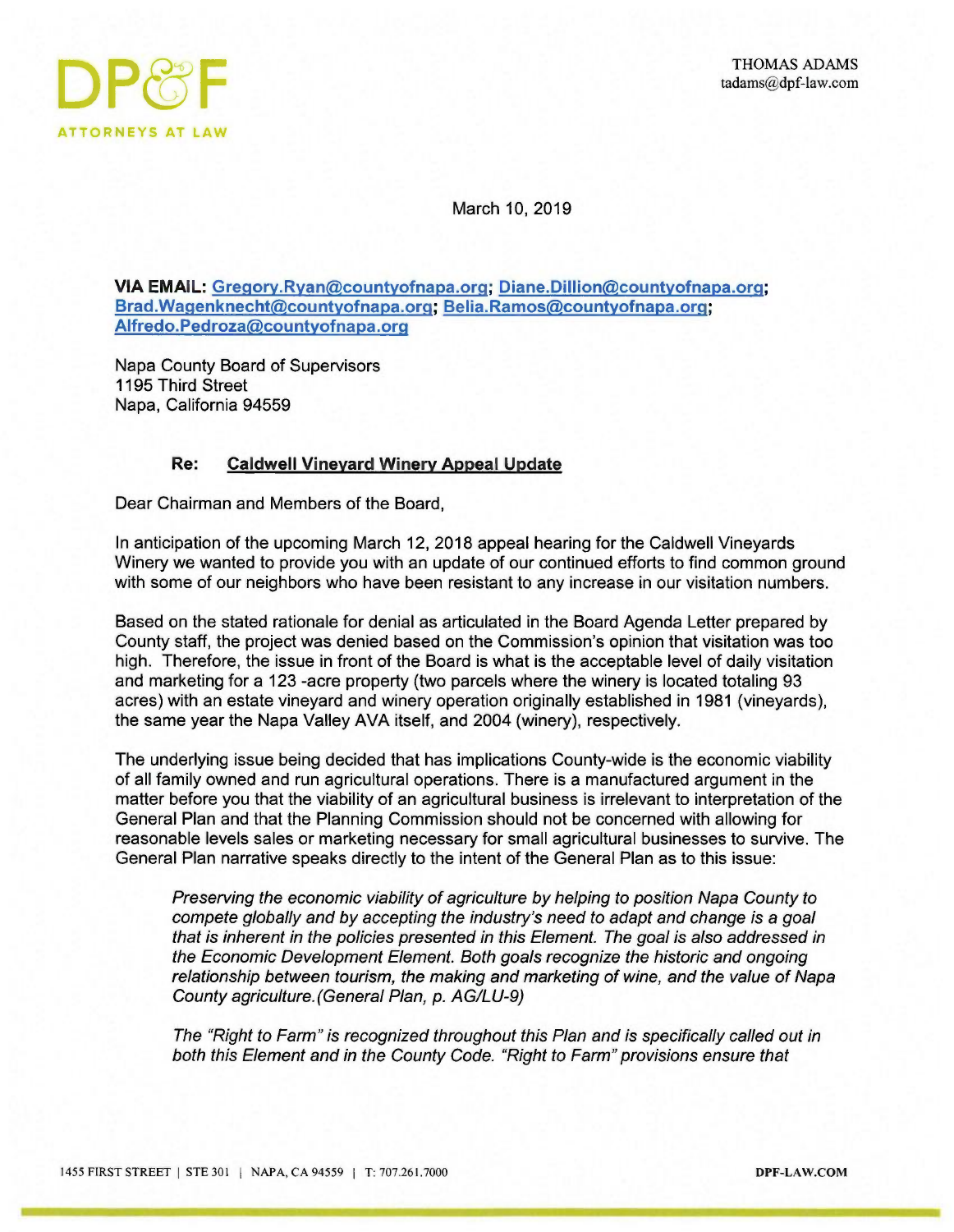DP&F

ATTORNEYS AT LAW

THOMAS ADAMS
tadams@dpf-law.com

March 10, 2019

**VIA EMAIL: Gregory.Ryan@countyofnapa.org; Diane.Dillion@countyofnapa.org; Brad.Wagenknecht@countyofnapa.org; Belia.Ramos@countyofnapa.org; Alfredo.Pedroza@countyofnapa.org**

Napa County Board of Supervisors
1195 Third Street
Napa, California 94559

**Re: Caldwell Vineyard Winery Appeal Update**

Dear Chairman and Members of the Board,

In anticipation of the upcoming March 12, 2018 appeal hearing for the Caldwell Vineyards Winery we wanted to provide you with an update of our continued efforts to find common ground with some of our neighbors who have been resistant to any increase in our visitation numbers.

Based on the stated rationale for denial as articulated in the Board Agenda Letter prepared by County staff, the project was denied based on the Commission's opinion that visitation was too high. Therefore, the issue in front of the Board is what is the acceptable level of daily visitation and marketing for a 123 -acre property (two parcels where the winery is located totaling 93 acres) with an estate vineyard and winery operation originally established in 1981 (vineyards), the same year the Napa Valley AVA itself, and 2004 (winery), respectively.

The underlying issue being decided that has implications County-wide is the economic viability of all family owned and run agricultural operations. There is a manufactured argument in the matter before you that the viability of an agricultural business is irrelevant to interpretation of the General Plan and that the Planning Commission should not be concerned with allowing for reasonable levels sales or marketing necessary for small agricultural businesses to survive. The General Plan narrative speaks directly to the intent of the General Plan as to this issue:

> *Preserving the economic viability of agriculture by helping to position Napa County to compete globally and by accepting the industry's need to adapt and change is a goal that is inherent in the policies presented in this Element. The goal is also addressed in the Economic Development Element. Both goals recognize the historic and ongoing relationship between tourism, the making and marketing of wine, and the value of Napa County agriculture.(General Plan, p. AG/LU-9)*
>
> *The "Right to Farm" is recognized throughout this Plan and is specifically called out in both this Element and in the County Code. "Right to Farm" provisions ensure that*

1455 FIRST STREET | STE 301 | NAPA, CA 94559 | T: 707.261.7000 DPF-LAW.COM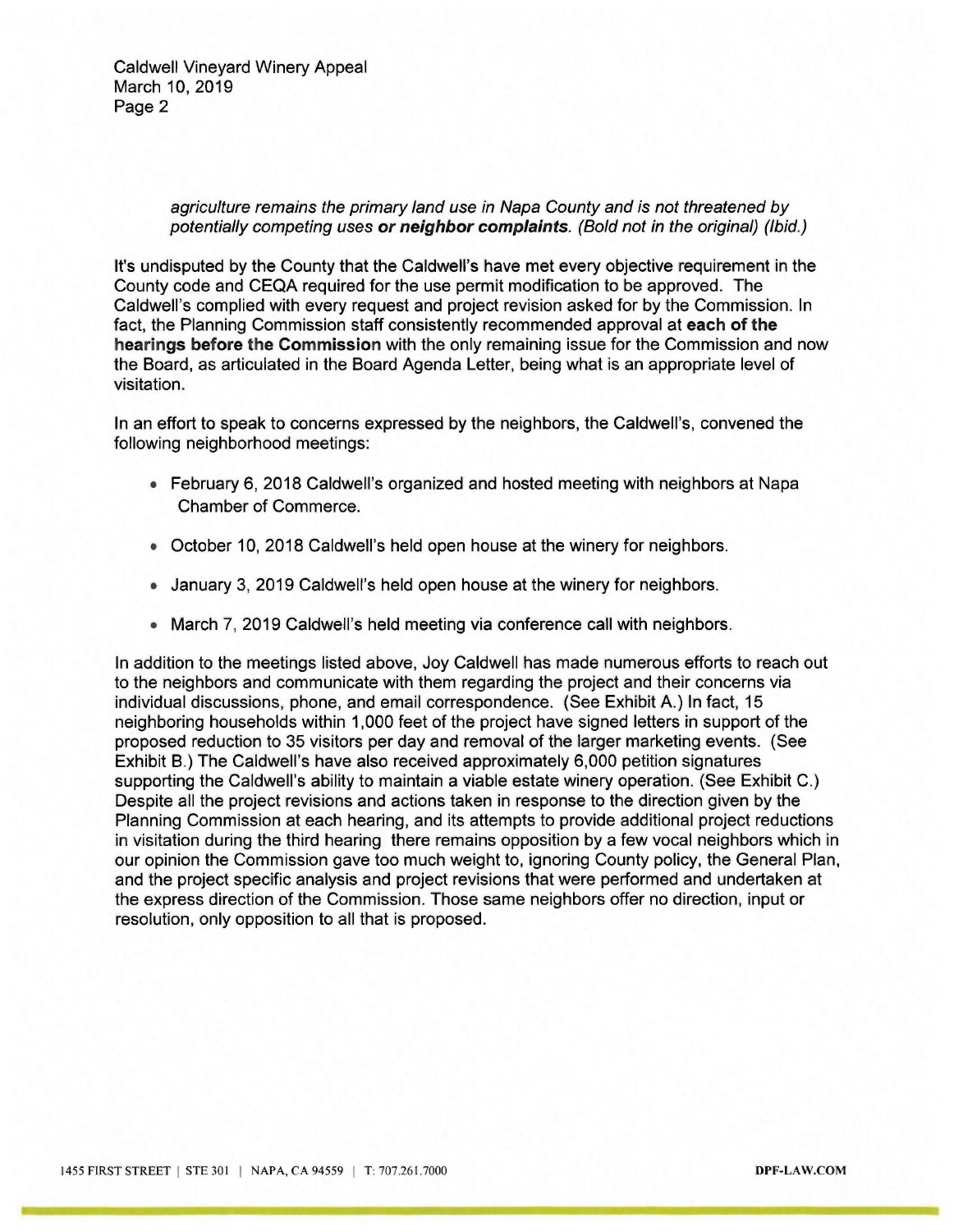*agriculture remains the primary land use in Napa County and is not threatened by potentially competing uses* ***or neighbor complaints****. (Bold not in the original) (Ibid.)*

It's undisputed by the County that the Caldwell's have met every objective requirement in the County code and CEQA required for the use permit modification to be approved. The Caldwell's complied with every request and project revision asked for by the Commission. In fact, the Planning Commission staff consistently recommended approval at **each of the hearings before the Commission** with the only remaining issue for the Commission and now the Board, as articulated in the Board Agenda Letter, being what is an appropriate level of visitation.

In an effort to speak to concerns expressed by the neighbors, the Caldwell's, convened the following neighborhood meetings:

- February 6, 2018 Caldwell's organized and hosted meeting with neighbors at Napa Chamber of Commerce.
- October 10, 2018 Caldwell's held open house at the winery for neighbors.
- January 3, 2019 Caldwell's held open house at the winery for neighbors.
- March 7, 2019 Caldwell's held meeting via conference call with neighbors.

In addition to the meetings listed above, Joy Caldwell has made numerous efforts to reach out to the neighbors and communicate with them regarding the project and their concerns via individual discussions, phone, and email correspondence. (See Exhibit A.) In fact, 15 neighboring households within 1,000 feet of the project have signed letters in support of the proposed reduction to 35 visitors per day and removal of the larger marketing events. (See Exhibit B.) The Caldwell's have also received approximately 6,000 petition signatures supporting the Caldwell's ability to maintain a viable estate winery operation. (See Exhibit C.) Despite all the project revisions and actions taken in response to the direction given by the Planning Commission at each hearing, and its attempts to provide additional project reductions in visitation during the third hearing there remains opposition by a few vocal neighbors which in our opinion the Commission gave too much weight to, ignoring County policy, the General Plan, and the project specific analysis and project revisions that were performed and undertaken at the express direction of the Commission. Those same neighbors offer no direction, input or resolution, only opposition to all that is proposed.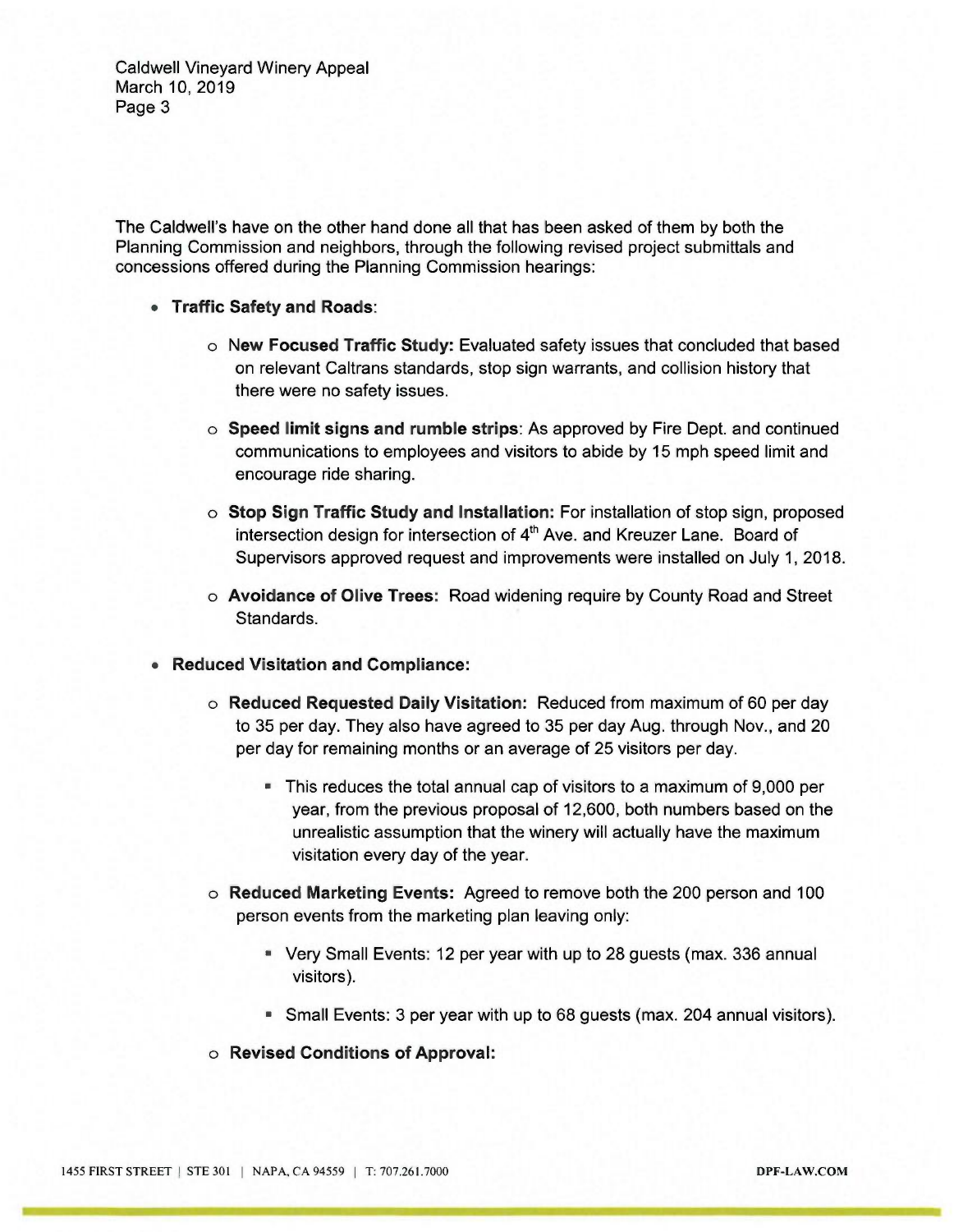The Caldwell's have on the other hand done all that has been asked of them by both the Planning Commission and neighbors, through the following revised project submittals and concessions offered during the Planning Commission hearings:

- **Traffic Safety and Roads**:
  - **New Focused Traffic Study:** Evaluated safety issues that concluded that based on relevant Caltrans standards, stop sign warrants, and collision history that there were no safety issues.
  - **Speed limit signs and rumble strips**: As approved by Fire Dept. and continued communications to employees and visitors to abide by 15 mph speed limit and encourage ride sharing.
  - **Stop Sign Traffic Study and Installation:** For installation of stop sign, proposed intersection design for intersection of 4th Ave. and Kreuzer Lane. Board of Supervisors approved request and improvements were installed on July 1, 2018.
  - **Avoidance of Olive Trees:** Road widening require by County Road and Street Standards.
- **Reduced Visitation and Compliance:**
  - **Reduced Requested Daily Visitation:** Reduced from maximum of 60 per day to 35 per day. They also have agreed to 35 per day Aug. through Nov., and 20 per day for remaining months or an average of 25 visitors per day.
    - This reduces the total annual cap of visitors to a maximum of 9,000 per year, from the previous proposal of 12,600, both numbers based on the unrealistic assumption that the winery will actually have the maximum visitation every day of the year.
  - **Reduced Marketing Events:** Agreed to remove both the 200 person and 100 person events from the marketing plan leaving only:
    - Very Small Events: 12 per year with up to 28 guests (max. 336 annual visitors).
    - Small Events: 3 per year with up to 68 guests (max. 204 annual visitors).
  - **Revised Conditions of Approval:**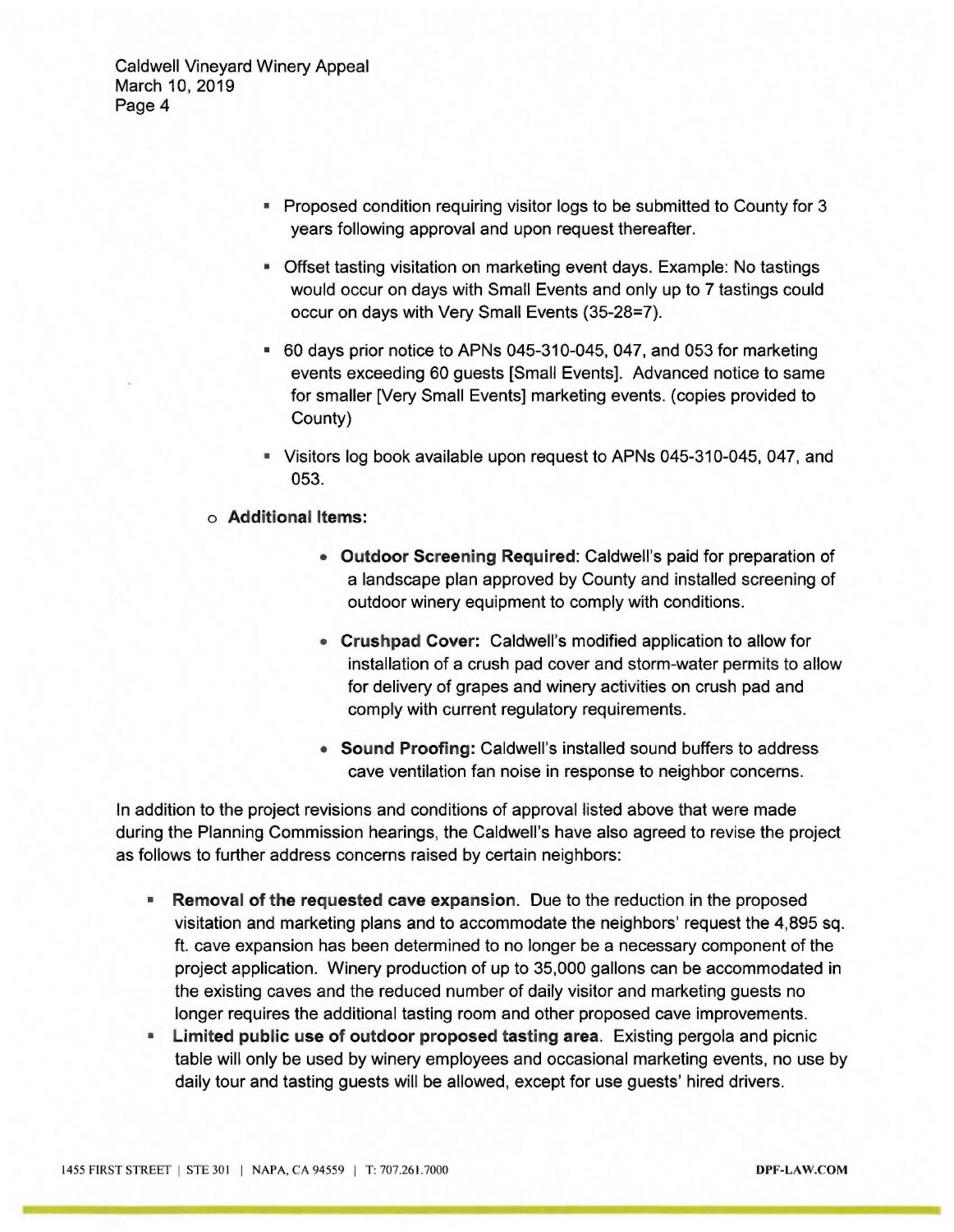- Proposed condition requiring visitor logs to be submitted to County for 3 years following approval and upon request thereafter.
- Offset tasting visitation on marketing event days. Example: No tastings would occur on days with Small Events and only up to 7 tastings could occur on days with Very Small Events (35-28=7).
- 60 days prior notice to APNs 045-310-045, 047, and 053 for marketing events exceeding 60 guests [Small Events]. Advanced notice to same for smaller [Very Small Events] marketing events. (copies provided to County)
- Visitors log book available upon request to APNs 045-310-045, 047, and 053.

- **Additional Items:**
  - **Outdoor Screening Required**: Caldwell's paid for preparation of a landscape plan approved by County and installed screening of outdoor winery equipment to comply with conditions.
  - **Crushpad Cover:** Caldwell's modified application to allow for installation of a crush pad cover and storm-water permits to allow for delivery of grapes and winery activities on crush pad and comply with current regulatory requirements.
  - **Sound Proofing:** Caldwell's installed sound buffers to address cave ventilation fan noise in response to neighbor concerns.

In addition to the project revisions and conditions of approval listed above that were made during the Planning Commission hearings, the Caldwell's have also agreed to revise the project as follows to further address concerns raised by certain neighbors:

- **Removal of the requested cave expansion**. Due to the reduction in the proposed visitation and marketing plans and to accommodate the neighbors' request the 4,895 sq. ft. cave expansion has been determined to no longer be a necessary component of the project application. Winery production of up to 35,000 gallons can be accommodated in the existing caves and the reduced number of daily visitor and marketing guests no longer requires the additional tasting room and other proposed cave improvements.
- **Limited public use of outdoor proposed tasting area**. Existing pergola and picnic table will only be used by winery employees and occasional marketing events, no use by daily tour and tasting guests will be allowed, except for use guests' hired drivers.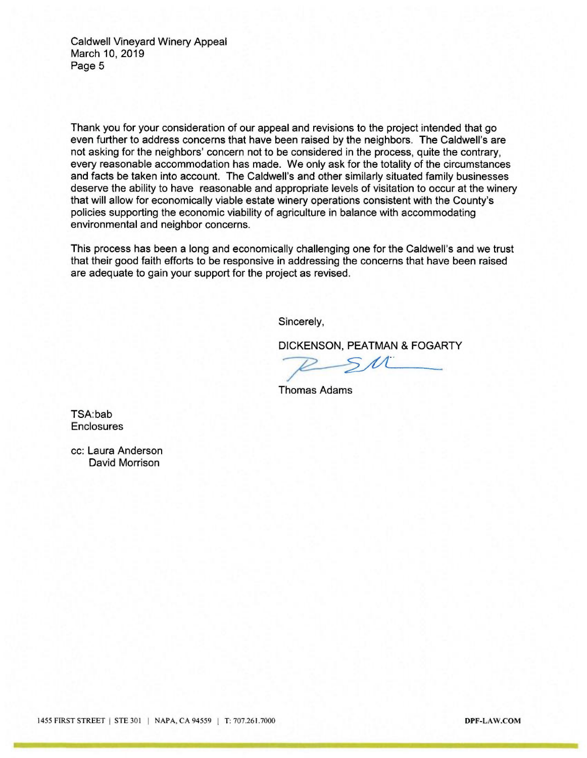Thank you for your consideration of our appeal and revisions to the project intended that go even further to address concerns that have been raised by the neighbors. The Caldwell's are not asking for the neighbors' concern not to be considered in the process, quite the contrary, every reasonable accommodation has made. We only ask for the totality of the circumstances and facts be taken into account. The Caldwell's and other similarly situated family businesses deserve the ability to have reasonable and appropriate levels of visitation to occur at the winery that will allow for economically viable estate winery operations consistent with the County's policies supporting the economic viability of agriculture in balance with accommodating environmental and neighbor concerns.

This process has been a long and economically challenging one for the Caldwell's and we trust that their good faith efforts to be responsive in addressing the concerns that have been raised are adequate to gain your support for the project as revised.

Sincerely,

DICKENSON, PEATMAN & FOGARTY

Thomas Adams

TSA:bab
Enclosures

cc: Laura Anderson
David Morrison